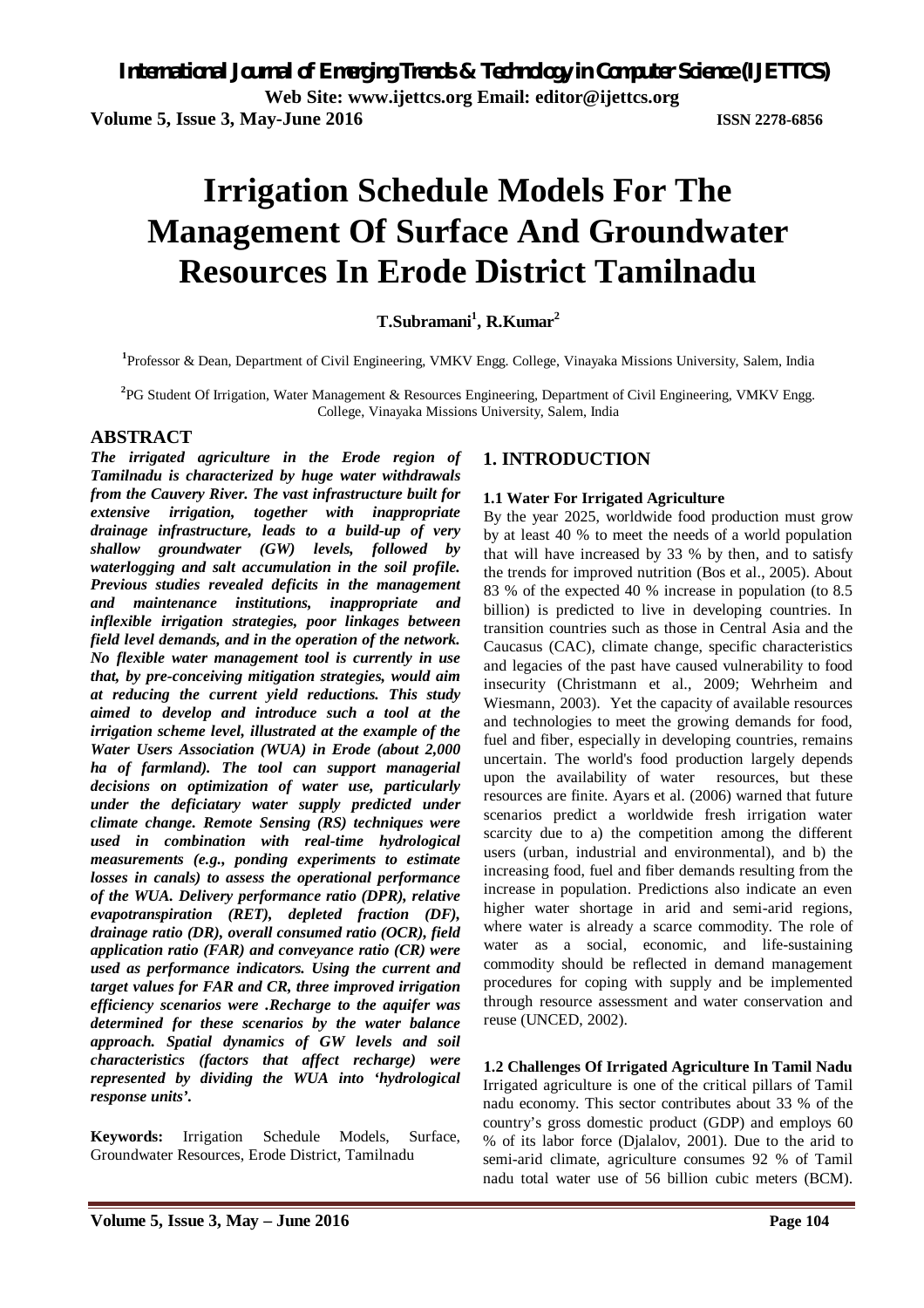# Irrigation Schedule Models For The Management Of Surface And Groundwater Resources In Erode District Tamilnadu

**T.Subramani[1], R.Kumar[2]**

[1]Professor & Dean, Department of Civil Engineering, VMKV Engg. College, Vinayaka Missions University, Salem, India

[2]PG Student Of Irrigation, Water Management & Resources Engineering, Department of Civil Engineering, VMKV Engg. College, Vinayaka Missions University, Salem, India

## ABSTRACT

***The irrigated agriculture in the Erode region of Tamilnadu is characterized by huge water withdrawals from the Cauvery River. The vast infrastructure built for extensive irrigation, together with inappropriate drainage infrastructure, leads to a build-up of very shallow groundwater (GW) levels, followed by waterlogging and salt accumulation in the soil profile. Previous studies revealed deficits in the management and maintenance institutions, inappropriate and inflexible irrigation strategies, poor linkages between field level demands, and in the operation of the network. No flexible water management tool is currently in use that, by pre-conceiving mitigation strategies, would aim at reducing the current yield reductions. This study aimed to develop and introduce such a tool at the irrigation scheme level, illustrated at the example of the Water Users Association (WUA) in Erode (about 2,000 ha of farmland). The tool can support managerial decisions on optimization of water use, particularly under the deficiatary water supply predicted under climate change. Remote Sensing (RS) techniques were used in combination with real-time hydrological measurements (e.g., ponding experiments to estimate losses in canals) to assess the operational performance of the WUA. Delivery performance ratio (DPR), relative evapotranspiration (RET), depleted fraction (DF), drainage ratio (DR), overall consumed ratio (OCR), field application ratio (FAR) and conveyance ratio (CR) were used as performance indicators. Using the current and target values for FAR and CR, three improved irrigation efficiency scenarios were .Recharge to the aquifer was determined for these scenarios by the water balance approach. Spatial dynamics of GW levels and soil characteristics (factors that affect recharge) were represented by dividing the WUA into 'hydrological response units'.***

**Keywords:** Irrigation Schedule Models, Surface, Groundwater Resources, Erode District, Tamilnadu

## 1. INTRODUCTION

### 1.1 Water For Irrigated Agriculture

By the year 2025, worldwide food production must grow by at least 40 % to meet the needs of a world population that will have increased by 33 % by then, and to satisfy the trends for improved nutrition (Bos et al., 2005). About 83 % of the expected 40 % increase in population (to 8.5 billion) is predicted to live in developing countries. In transition countries such as those in Central Asia and the Caucasus (CAC), climate change, specific characteristics and legacies of the past have caused vulnerability to food insecurity (Christmann et al., 2009; Wehrheim and Wiesmann, 2003). Yet the capacity of available resources and technologies to meet the growing demands for food, fuel and fiber, especially in developing countries, remains uncertain. The world's food production largely depends upon the availability of water resources, but these resources are finite. Ayars et al. (2006) warned that future scenarios predict a worldwide fresh irrigation water scarcity due to a) the competition among the different users (urban, industrial and environmental), and b) the increasing food, fuel and fiber demands resulting from the increase in population. Predictions also indicate an even higher water shortage in arid and semi-arid regions, where water is already a scarce commodity. The role of water as a social, economic, and life-sustaining commodity should be reflected in demand management procedures for coping with supply and be implemented through resource assessment and water conservation and reuse (UNCED, 2002).

### 1.2 Challenges Of Irrigated Agriculture In Tamil Nadu

Irrigated agriculture is one of the critical pillars of Tamil nadu economy. This sector contributes about 33 % of the country's gross domestic product (GDP) and employs 60 % of its labor force (Djalalov, 2001). Due to the arid to semi-arid climate, agriculture consumes 92 % of Tamil nadu total water use of 56 billion cubic meters (BCM).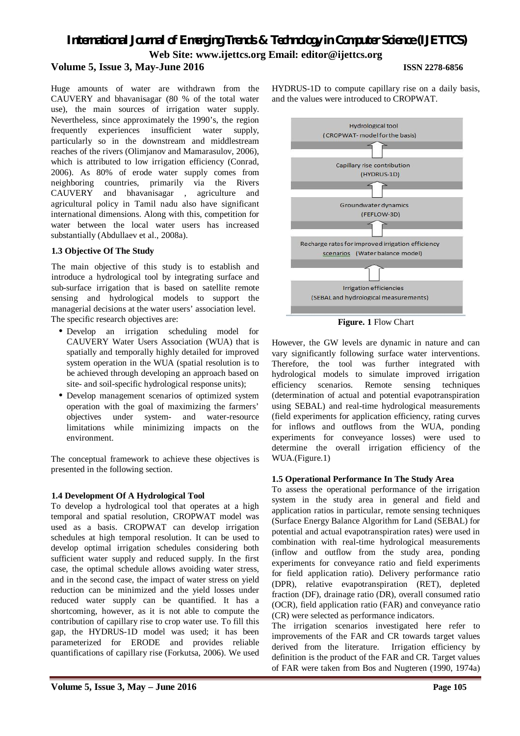Huge amounts of water are withdrawn from the CAUVERY and bhavanisagar (80 % of the total water use), the main sources of irrigation water supply. Nevertheless, since approximately the 1990's, the region frequently experiences insufficient water supply, particularly so in the downstream and middlestream reaches of the rivers (Olimjanov and Mamarasulov, 2006), which is attributed to low irrigation efficiency (Conrad, 2006). As 80% of erode water supply comes from neighboring countries, primarily via the Rivers CAUVERY and bhavanisagar , agriculture and agricultural policy in Tamil nadu also have significant international dimensions. Along with this, competition for water between the local water users has increased substantially (Abdullaev et al., 2008a).

### 1.3 Objective Of The Study

The main objective of this study is to establish and introduce a hydrological tool by integrating surface and sub-surface irrigation that is based on satellite remote sensing and hydrological models to support the managerial decisions at the water users' association level. The specific research objectives are:

- Develop an irrigation scheduling model for CAUVERY Water Users Association (WUA) that is spatially and temporally highly detailed for improved system operation in the WUA (spatial resolution is to be achieved through developing an approach based on site- and soil-specific hydrological response units);
- Develop management scenarios of optimized system operation with the goal of maximizing the farmers' objectives under system- and water-resource limitations while minimizing impacts on the environment.

The conceptual framework to achieve these objectives is presented in the following section.

### 1.4 Development Of A Hydrological Tool

To develop a hydrological tool that operates at a high temporal and spatial resolution, CROPWAT model was used as a basis. CROPWAT can develop irrigation schedules at high temporal resolution. It can be used to develop optimal irrigation schedules considering both sufficient water supply and reduced supply. In the first case, the optimal schedule allows avoiding water stress, and in the second case, the impact of water stress on yield reduction can be minimized and the yield losses under reduced water supply can be quantified. It has a shortcoming, however, as it is not able to compute the contribution of capillary rise to crop water use. To fill this gap, the HYDRUS-1D model was used; it has been parameterized for ERODE and provides reliable quantifications of capillary rise (Forkutsa, 2006). We used HYDRUS-1D to compute capillary rise on a daily basis, and the values were introduced to CROPWAT.

Hydrological tool
(CROPWAT- model for the basis)

Capillary rise contribution
(HYDRUS-1D)

Groundwater dynamics
(FEFLOW-3D)

Recharge rates for improved irrigation efficiency scenarios (Water balance model)

Irrigation efficiencies
(SEBAL and hydrological measurements)

**Figure. 1** Flow Chart

However, the GW levels are dynamic in nature and can vary significantly following surface water interventions. Therefore, the tool was further integrated with hydrological models to simulate improved irrigation efficiency scenarios. Remote sensing techniques (determination of actual and potential evapotranspiration using SEBAL) and real-time hydrological measurements (field experiments for application efficiency, rating curves for inflows and outflows from the WUA, ponding experiments for conveyance losses) were used to determine the overall irrigation efficiency of the WUA.(Figure.1)

### 1.5 Operational Performance In The Study Area

To assess the operational performance of the irrigation system in the study area in general and field and application ratios in particular, remote sensing techniques (Surface Energy Balance Algorithm for Land (SEBAL) for potential and actual evapotranspiration rates) were used in combination with real-time hydrological measurements (inflow and outflow from the study area, ponding experiments for conveyance ratio and field experiments for field application ratio). Delivery performance ratio (DPR), relative evapotranspiration (RET), depleted fraction (DF), drainage ratio (DR), overall consumed ratio (OCR), field application ratio (FAR) and conveyance ratio (CR) were selected as performance indicators.

The irrigation scenarios investigated here refer to improvements of the FAR and CR towards target values derived from the literature. Irrigation efficiency by definition is the product of the FAR and CR. Target values of FAR were taken from Bos and Nugteren (1990, 1974a)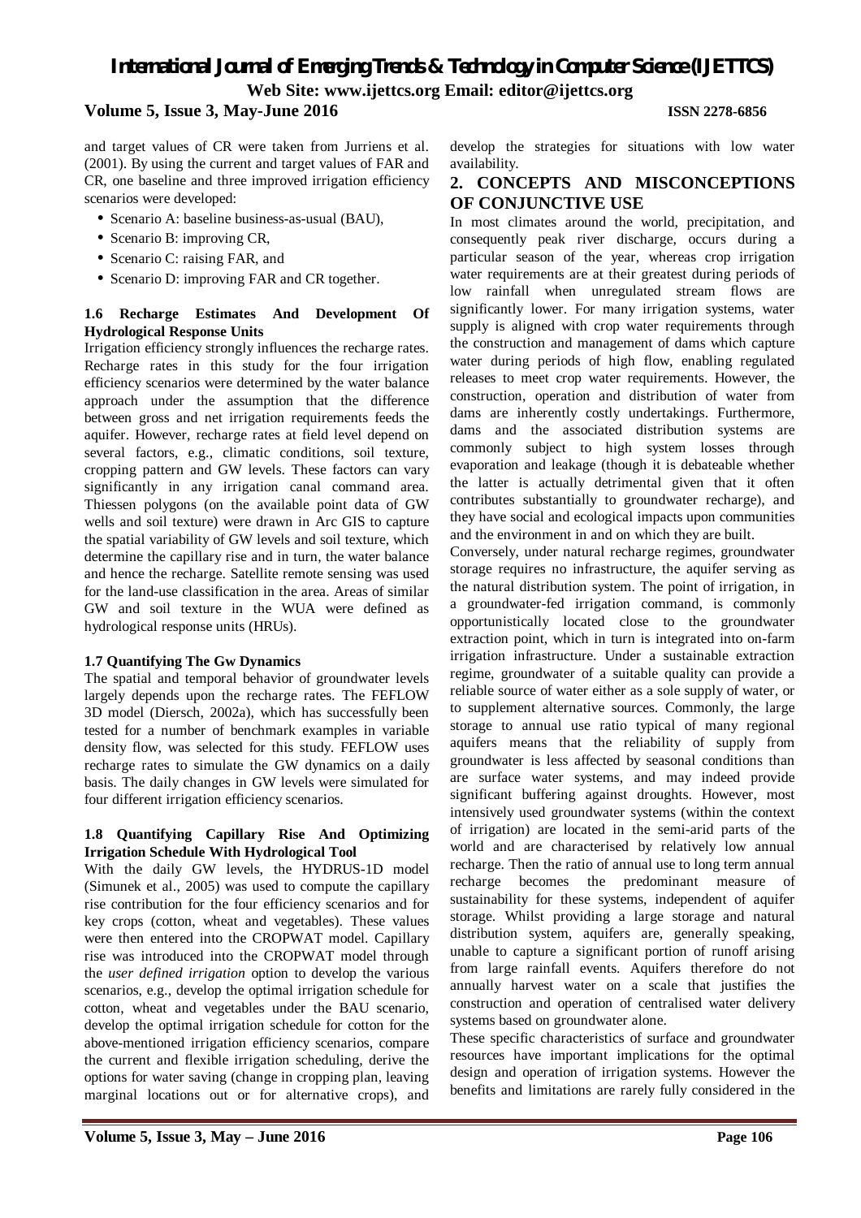and target values of CR were taken from Jurriens et al. (2001). By using the current and target values of FAR and CR, one baseline and three improved irrigation efficiency scenarios were developed:

- Scenario A: baseline business-as-usual (BAU),
- Scenario B: improving CR,
- Scenario C: raising FAR, and
- Scenario D: improving FAR and CR together.

#### 1.6 Recharge Estimates And Development Of Hydrological Response Units

Irrigation efficiency strongly influences the recharge rates. Recharge rates in this study for the four irrigation efficiency scenarios were determined by the water balance approach under the assumption that the difference between gross and net irrigation requirements feeds the aquifer. However, recharge rates at field level depend on several factors, e.g., climatic conditions, soil texture, cropping pattern and GW levels. These factors can vary significantly in any irrigation canal command area. Thiessen polygons (on the available point data of GW wells and soil texture) were drawn in Arc GIS to capture the spatial variability of GW levels and soil texture, which determine the capillary rise and in turn, the water balance and hence the recharge. Satellite remote sensing was used for the land-use classification in the area. Areas of similar GW and soil texture in the WUA were defined as hydrological response units (HRUs).

#### 1.7 Quantifying The Gw Dynamics

The spatial and temporal behavior of groundwater levels largely depends upon the recharge rates. The FEFLOW 3D model (Diersch, 2002a), which has successfully been tested for a number of benchmark examples in variable density flow, was selected for this study. FEFLOW uses recharge rates to simulate the GW dynamics on a daily basis. The daily changes in GW levels were simulated for four different irrigation efficiency scenarios.

#### 1.8 Quantifying Capillary Rise And Optimizing Irrigation Schedule With Hydrological Tool

With the daily GW levels, the HYDRUS-1D model (Simunek et al., 2005) was used to compute the capillary rise contribution for the four efficiency scenarios and for key crops (cotton, wheat and vegetables). These values were then entered into the CROPWAT model. Capillary rise was introduced into the CROPWAT model through the *user defined irrigation* option to develop the various scenarios, e.g., develop the optimal irrigation schedule for cotton, wheat and vegetables under the BAU scenario, develop the optimal irrigation schedule for cotton for the above-mentioned irrigation efficiency scenarios, compare the current and flexible irrigation scheduling, derive the options for water saving (change in cropping plan, leaving marginal locations out or for alternative crops), and develop the strategies for situations with low water availability.

## 2. CONCEPTS AND MISCONCEPTIONS OF CONJUNCTIVE USE

In most climates around the world, precipitation, and consequently peak river discharge, occurs during a particular season of the year, whereas crop irrigation water requirements are at their greatest during periods of low rainfall when unregulated stream flows are significantly lower. For many irrigation systems, water supply is aligned with crop water requirements through the construction and management of dams which capture water during periods of high flow, enabling regulated releases to meet crop water requirements. However, the construction, operation and distribution of water from dams are inherently costly undertakings. Furthermore, dams and the associated distribution systems are commonly subject to high system losses through evaporation and leakage (though it is debateable whether the latter is actually detrimental given that it often contributes substantially to groundwater recharge), and they have social and ecological impacts upon communities and the environment in and on which they are built.

Conversely, under natural recharge regimes, groundwater storage requires no infrastructure, the aquifer serving as the natural distribution system. The point of irrigation, in a groundwater-fed irrigation command, is commonly opportunistically located close to the groundwater extraction point, which in turn is integrated into on-farm irrigation infrastructure. Under a sustainable extraction regime, groundwater of a suitable quality can provide a reliable source of water either as a sole supply of water, or to supplement alternative sources. Commonly, the large storage to annual use ratio typical of many regional aquifers means that the reliability of supply from groundwater is less affected by seasonal conditions than are surface water systems, and may indeed provide significant buffering against droughts. However, most intensively used groundwater systems (within the context of irrigation) are located in the semi-arid parts of the world and are characterised by relatively low annual recharge. Then the ratio of annual use to long term annual recharge becomes the predominant measure of sustainability for these systems, independent of aquifer storage. Whilst providing a large storage and natural distribution system, aquifers are, generally speaking, unable to capture a significant portion of runoff arising from large rainfall events. Aquifers therefore do not annually harvest water on a scale that justifies the construction and operation of centralised water delivery systems based on groundwater alone.

These specific characteristics of surface and groundwater resources have important implications for the optimal design and operation of irrigation systems. However the benefits and limitations are rarely fully considered in the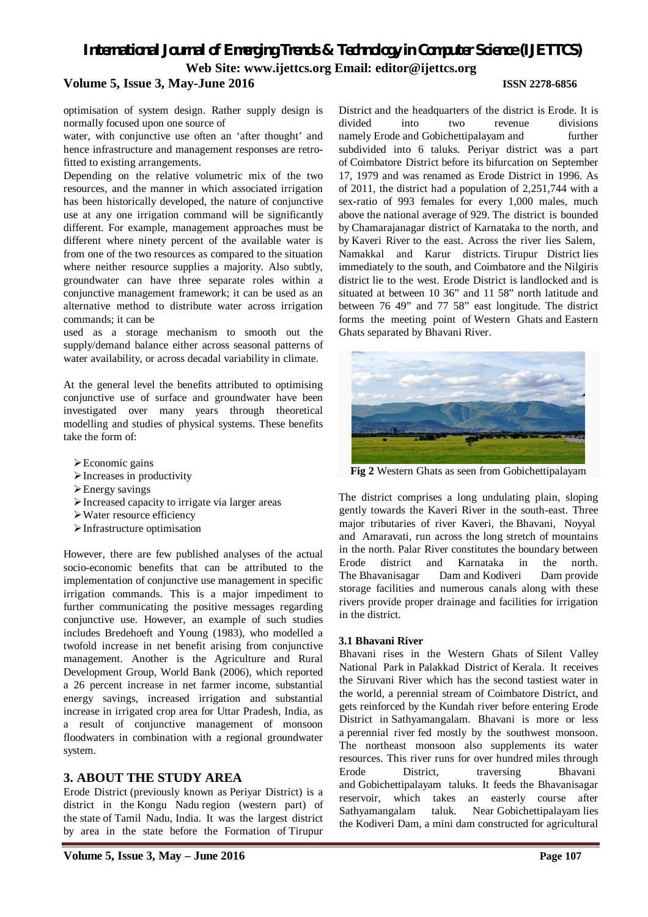optimisation of system design. Rather supply design is normally focused upon one source of water, with conjunctive use often an 'after thought' and hence infrastructure and management responses are retro-fitted to existing arrangements.

Depending on the relative volumetric mix of the two resources, and the manner in which associated irrigation has been historically developed, the nature of conjunctive use at any one irrigation command will be significantly different. For example, management approaches must be different where ninety percent of the available water is from one of the two resources as compared to the situation where neither resource supplies a majority. Also subtly, groundwater can have three separate roles within a conjunctive management framework; it can be used as an alternative method to distribute water across irrigation commands; it can be used as a storage mechanism to smooth out the supply/demand balance either across seasonal patterns of water availability, or across decadal variability in climate.

At the general level the benefits attributed to optimising conjunctive use of surface and groundwater have been investigated over many years through theoretical modelling and studies of physical systems. These benefits take the form of:

- Economic gains
- Increases in productivity
- Energy savings
- Increased capacity to irrigate via larger areas
- Water resource efficiency
- Infrastructure optimisation

However, there are few published analyses of the actual socio-economic benefits that can be attributed to the implementation of conjunctive use management in specific irrigation commands. This is a major impediment to further communicating the positive messages regarding conjunctive use. However, an example of such studies includes Bredehoeft and Young (1983), who modelled a twofold increase in net benefit arising from conjunctive management. Another is the Agriculture and Rural Development Group, World Bank (2006), which reported a 26 percent increase in net farmer income, substantial energy savings, increased irrigation and substantial increase in irrigated crop area for Uttar Pradesh, India, as a result of conjunctive management of monsoon floodwaters in combination with a regional groundwater system.

## 3. ABOUT THE STUDY AREA

Erode District (previously known as Periyar District) is a district in the Kongu Nadu region (western part) of the state of Tamil Nadu, India. It was the largest district by area in the state before the Formation of Tirupur District and the headquarters of the district is Erode. It is divided into two revenue divisions namely Erode and Gobichettipalayam and further subdivided into 6 taluks. Periyar district was a part of Coimbatore District before its bifurcation on September 17, 1979 and was renamed as Erode District in 1996. As of 2011, the district had a population of 2,251,744 with a sex-ratio of 993 females for every 1,000 males, much above the national average of 929. The district is bounded by Chamarajanagar district of Karnataka to the north, and by Kaveri River to the east. Across the river lies Salem, Namakkal and Karur districts. Tirupur District lies immediately to the south, and Coimbatore and the Nilgiris district lie to the west. Erode District is landlocked and is situated at between 10 36" and 11 58" north latitude and between 76 49" and 77 58" east longitude. The district forms the meeting point of Western Ghats and Eastern Ghats separated by Bhavani River.

**Fig 2** Western Ghats as seen from Gobichettipalayam

The district comprises a long undulating plain, sloping gently towards the Kaveri River in the south-east. Three major tributaries of river Kaveri, the Bhavani, Noyyal and Amaravati, run across the long stretch of mountains in the north. Palar River constitutes the boundary between Erode district and Karnataka in the north. The Bhavanisagar Dam and Kodiveri Dam provide storage facilities and numerous canals along with these rivers provide proper drainage and facilities for irrigation in the district.

### 3.1 Bhavani River

Bhavani rises in the Western Ghats of Silent Valley National Park in Palakkad District of Kerala. It receives the Siruvani River which has the second tastiest water in the world, a perennial stream of Coimbatore District, and gets reinforced by the Kundah river before entering Erode District in Sathyamangalam. Bhavani is more or less a perennial river fed mostly by the southwest monsoon. The northeast monsoon also supplements its water resources. This river runs for over hundred miles through Erode District, traversing Bhavani and Gobichettipalayam taluks. It feeds the Bhavanisagar reservoir, which takes an easterly course after Sathyamangalam taluk. Near Gobichettipalayam lies the Kodiveri Dam, a mini dam constructed for agricultural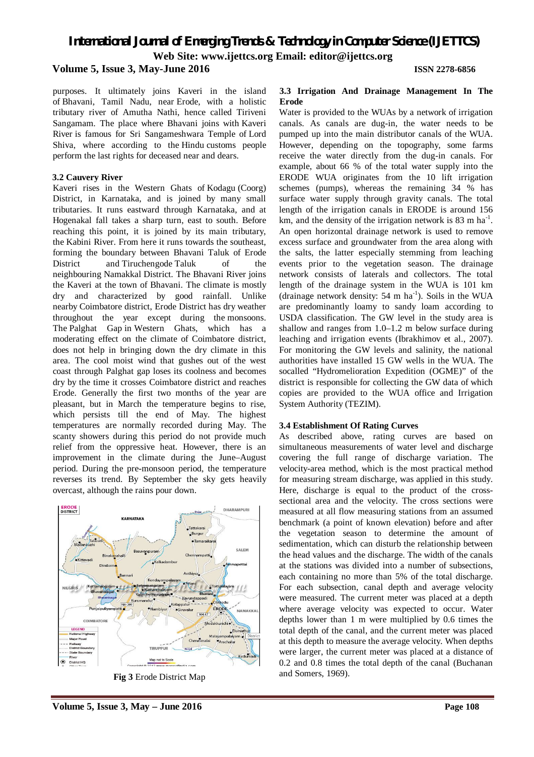purposes. It ultimately joins Kaveri in the island of Bhavani, Tamil Nadu, near Erode, with a holistic tributary river of Amutha Nathi, hence called Tiriveni Sangamam. The place where Bhavani joins with Kaveri River is famous for Sri Sangameshwara Temple of Lord Shiva, where according to the Hindu customs people perform the last rights for deceased near and dears.

### 3.2 Cauvery River

Kaveri rises in the Western Ghats of Kodagu (Coorg) District, in Karnataka, and is joined by many small tributaries. It runs eastward through Karnataka, and at Hogenakal fall takes a sharp turn, east to south. Before reaching this point, it is joined by its main tributary, the Kabini River. From here it runs towards the southeast, forming the boundary between Bhavani Taluk of Erode District and Tiruchengode Taluk of the neighbouring Namakkal District. The Bhavani River joins the Kaveri at the town of Bhavani. The climate is mostly dry and characterized by good rainfall. Unlike nearby Coimbatore district, Erode District has dry weather throughout the year except during the monsoons. The Palghat Gap in Western Ghats, which has a moderating effect on the climate of Coimbatore district, does not help in bringing down the dry climate in this area. The cool moist wind that gushes out of the west coast through Palghat gap loses its coolness and becomes dry by the time it crosses Coimbatore district and reaches Erode. Generally the first two months of the year are pleasant, but in March the temperature begins to rise, which persists till the end of May. The highest temperatures are normally recorded during May. The scanty showers during this period do not provide much relief from the oppressive heat. However, there is an improvement in the climate during the June–August period. During the pre-monsoon period, the temperature reverses its trend. By September the sky gets heavily overcast, although the rains pour down.

**Fig 3** Erode District Map

### 3.3 Irrigation And Drainage Management In The Erode

Water is provided to the WUAs by a network of irrigation canals. As canals are dug-in, the water needs to be pumped up into the main distributor canals of the WUA. However, depending on the topography, some farms receive the water directly from the dug-in canals. For example, about 66 % of the total water supply into the ERODE WUA originates from the 10 lift irrigation schemes (pumps), whereas the remaining 34 % has surface water supply through gravity canals. The total length of the irrigation canals in ERODE is around 156 km, and the density of the irrigation network is 83 m $ha^{-1}$. An open horizontal drainage network is used to remove excess surface and groundwater from the area along with the salts, the latter especially stemming from leaching events prior to the vegetation season. The drainage network consists of laterals and collectors. The total length of the drainage system in the WUA is 101 km (drainage network density: 54 m $ha^{-1}$). Soils in the WUA are predominantly loamy to sandy loam according to USDA classification. The GW level in the study area is shallow and ranges from 1.0–1.2 m below surface during leaching and irrigation events (Ibrakhimov et al., 2007). For monitoring the GW levels and salinity, the national authorities have installed 15 GW wells in the WUA. The socalled "Hydromelioration Expedition (OGME)" of the district is responsible for collecting the GW data of which copies are provided to the WUA office and Irrigation System Authority (TEZIM).

### 3.4 Establishment Of Rating Curves

As described above, rating curves are based on simultaneous measurements of water level and discharge covering the full range of discharge variation. The velocity-area method, which is the most practical method for measuring stream discharge, was applied in this study. Here, discharge is equal to the product of the cross-sectional area and the velocity. The cross sections were measured at all flow measuring stations from an assumed benchmark (a point of known elevation) before and after the vegetation season to determine the amount of sedimentation, which can disturb the relationship between the head values and the discharge. The width of the canals at the stations was divided into a number of subsections, each containing no more than 5% of the total discharge. For each subsection, canal depth and average velocity were measured. The current meter was placed at a depth where average velocity was expected to occur. Water depths lower than 1 m were multiplied by 0.6 times the total depth of the canal, and the current meter was placed at this depth to measure the average velocity. When depths were larger, the current meter was placed at a distance of 0.2 and 0.8 times the total depth of the canal (Buchanan and Somers, 1969).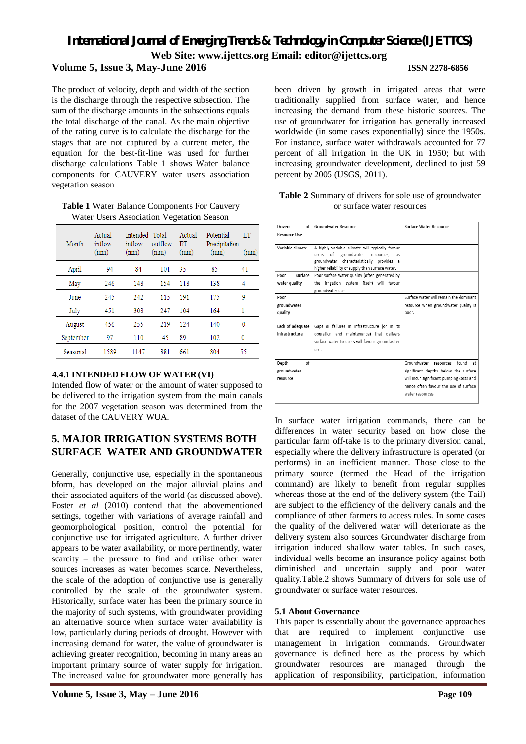The product of velocity, depth and width of the section is the discharge through the respective subsection. The sum of the discharge amounts in the subsections equals the total discharge of the canal. As the main objective of the rating curve is to calculate the discharge for the stages that are not captured by a current meter, the equation for the best-fit-line was used for further discharge calculations Table 1 shows Water balance components for CAUVERY water users association vegetation season

**Table 1** Water Balance Components For Cauvery Water Users Association Vegetation Season

| Month | Actual inflow (mm) | Intended inflow (mm) | Total outflow (mm) | Actual ET (mm) | Potential Precipitation (mm) | ET (mm) |
|---|---|---|---|---|---|---|
| April | 94 | 84 | 101 | 35 | 85 | 41 |
| May | 246 | 148 | 154 | 118 | 138 | 4 |
| June | 245 | 242 | 115 | 191 | 175 | 9 |
| July | 451 | 308 | 247 | 104 | 164 | 1 |
| August | 456 | 255 | 219 | 124 | 140 | 0 |
| September | 97 | 110 | 45 | 89 | 102 | 0 |
| Seasonal | 1589 | 1147 | 881 | 661 | 804 | 55 |

#### 4.4.1 INTENDED FLOW OF WATER (VI)

Intended flow of water or the amount of water supposed to be delivered to the irrigation system from the main canals for the 2007 vegetation season was determined from the dataset of the CAUVERY WUA.

## 5. MAJOR IRRIGATION SYSTEMS BOTH SURFACE WATER AND GROUNDWATER

Generally, conjunctive use, especially in the spontaneous bform, has developed on the major alluvial plains and their associated aquifers of the world (as discussed above). Foster *et al* (2010) contend that the abovementioned settings, together with variations of average rainfall and geomorphological position, control the potential for conjunctive use for irrigated agriculture. A further driver appears to be water availability, or more pertinently, water scarcity – the pressure to find and utilise other water sources increases as water becomes scarce. Nevertheless, the scale of the adoption of conjunctive use is generally controlled by the scale of the groundwater system. Historically, surface water has been the primary source in the majority of such systems, with groundwater providing an alternative source when surface water availability is low, particularly during periods of drought. However with increasing demand for water, the value of groundwater is achieving greater recognition, becoming in many areas an important primary source of water supply for irrigation. The increased value for groundwater more generally has been driven by growth in irrigated areas that were traditionally supplied from surface water, and hence increasing the demand from these historic sources. The use of groundwater for irrigation has generally increased worldwide (in some cases exponentially) since the 1950s. For instance, surface water withdrawals accounted for 77 percent of all irrigation in the UK in 1950; but with increasing groundwater development, declined to just 59 percent by 2005 (USGS, 2011).

**Table 2** Summary of drivers for sole use of groundwater or surface water resources

| Drivers of Resource Use | Groundwater Resource | Surface Water Resource |
|---|---|---|
| Variable climate | A highly variable climate will typically favour users of groundwater resources, as groundwater characteristically provides a higher reliability of supply than surface water. | |
| Poor surface water quality | Poor surface water quality (often generated by the irrigation system itself) will favour groundwater use. | |
| Poor groundwater quality | | Surface water will remain the dominant resource when groundwater quality is poor. |
| Lack of adequate infrastructure | Gaps or failures in infrastructure (or in its operation and maintenance) that delivers surface water to users will favour groundwater use. | |
| Depth of groundwater resource | | Groundwater resources found at significant depths below the surface will incur significant pumping costs and hence often favour the use of surface water resources. |

In surface water irrigation commands, there can be differences in water security based on how close the particular farm off-take is to the primary diversion canal, especially where the delivery infrastructure is operated (or performs) in an inefficient manner. Those close to the primary source (termed the Head of the irrigation command) are likely to benefit from regular supplies whereas those at the end of the delivery system (the Tail) are subject to the efficiency of the delivery canals and the compliance of other farmers to access rules. In some cases the quality of the delivered water will deteriorate as the delivery system also sources Groundwater discharge from irrigation induced shallow water tables. In such cases, individual wells become an insurance policy against both diminished and uncertain supply and poor water quality.Table.2 shows Summary of drivers for sole use of groundwater or surface water resources.

### 5.1 About Governance

This paper is essentially about the governance approaches that are required to implement conjunctive use management in irrigation commands. Groundwater governance is defined here as the process by which groundwater resources are managed through the application of responsibility, participation, information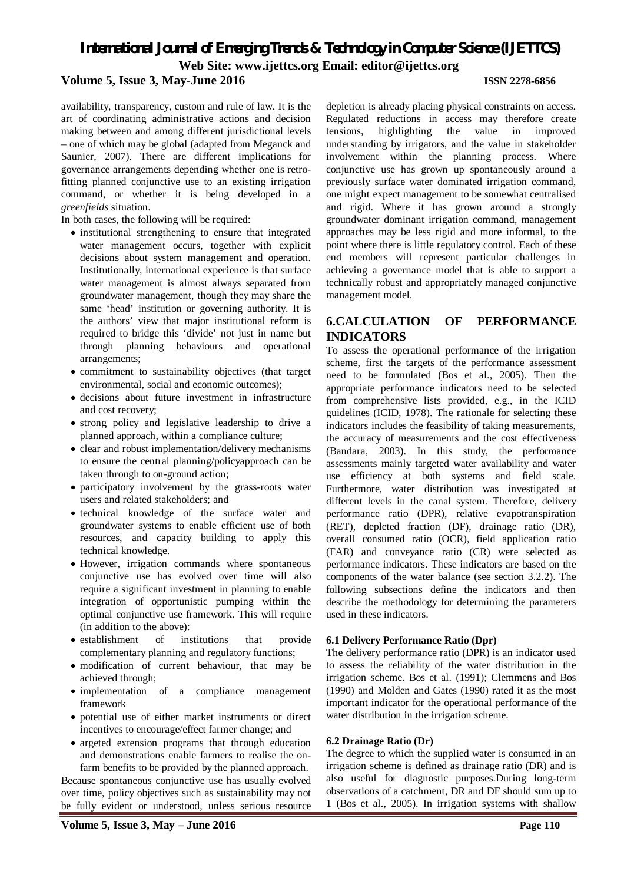availability, transparency, custom and rule of law. It is the art of coordinating administrative actions and decision making between and among different jurisdictional levels – one of which may be global (adapted from Meganck and Saunier, 2007). There are different implications for governance arrangements depending whether one is retro-fitting planned conjunctive use to an existing irrigation command, or whether it is being developed in a *greenfields* situation.

In both cases, the following will be required:

- institutional strengthening to ensure that integrated water management occurs, together with explicit decisions about system management and operation. Institutionally, international experience is that surface water management is almost always separated from groundwater management, though they may share the same 'head' institution or governing authority. It is the authors' view that major institutional reform is required to bridge this 'divide' not just in name but through planning behaviours and operational arrangements;
- commitment to sustainability objectives (that target environmental, social and economic outcomes);
- decisions about future investment in infrastructure and cost recovery;
- strong policy and legislative leadership to drive a planned approach, within a compliance culture;
- clear and robust implementation/delivery mechanisms to ensure the central planning/policyapproach can be taken through to on-ground action;
- participatory involvement by the grass-roots water users and related stakeholders; and
- technical knowledge of the surface water and groundwater systems to enable efficient use of both resources, and capacity building to apply this technical knowledge.
- However, irrigation commands where spontaneous conjunctive use has evolved over time will also require a significant investment in planning to enable integration of opportunistic pumping within the optimal conjunctive use framework. This will require (in addition to the above):
- establishment of institutions that provide complementary planning and regulatory functions;
- modification of current behaviour, that may be achieved through;
- implementation of a compliance management framework
- potential use of either market instruments or direct incentives to encourage/effect farmer change; and
- argeted extension programs that through education and demonstrations enable farmers to realise the on-farm benefits to be provided by the planned approach.

Because spontaneous conjunctive use has usually evolved over time, policy objectives such as sustainability may not be fully evident or understood, unless serious resource depletion is already placing physical constraints on access. Regulated reductions in access may therefore create tensions, highlighting the value in improved understanding by irrigators, and the value in stakeholder involvement within the planning process. Where conjunctive use has grown up spontaneously around a previously surface water dominated irrigation command, one might expect management to be somewhat centralised and rigid. Where it has grown around a strongly groundwater dominant irrigation command, management approaches may be less rigid and more informal, to the point where there is little regulatory control. Each of these end members will represent particular challenges in achieving a governance model that is able to support a technically robust and appropriately managed conjunctive management model.

## 6.CALCULATION OF PERFORMANCE INDICATORS

To assess the operational performance of the irrigation scheme, first the targets of the performance assessment need to be formulated (Bos et al., 2005). Then the appropriate performance indicators need to be selected from comprehensive lists provided, e.g., in the ICID guidelines (ICID, 1978). The rationale for selecting these indicators includes the feasibility of taking measurements, the accuracy of measurements and the cost effectiveness (Bandara, 2003). In this study, the performance assessments mainly targeted water availability and water use efficiency at both systems and field scale. Furthermore, water distribution was investigated at different levels in the canal system. Therefore, delivery performance ratio (DPR), relative evapotranspiration (RET), depleted fraction (DF), drainage ratio (DR), overall consumed ratio (OCR), field application ratio (FAR) and conveyance ratio (CR) were selected as performance indicators. These indicators are based on the components of the water balance (see section 3.2.2). The following subsections define the indicators and then describe the methodology for determining the parameters used in these indicators.

### 6.1 Delivery Performance Ratio (Dpr)

The delivery performance ratio (DPR) is an indicator used to assess the reliability of the water distribution in the irrigation scheme. Bos et al. (1991); Clemmens and Bos (1990) and Molden and Gates (1990) rated it as the most important indicator for the operational performance of the water distribution in the irrigation scheme.

### 6.2 Drainage Ratio (Dr)

The degree to which the supplied water is consumed in an irrigation scheme is defined as drainage ratio (DR) and is also useful for diagnostic purposes.During long-term observations of a catchment, DR and DF should sum up to 1 (Bos et al., 2005). In irrigation systems with shallow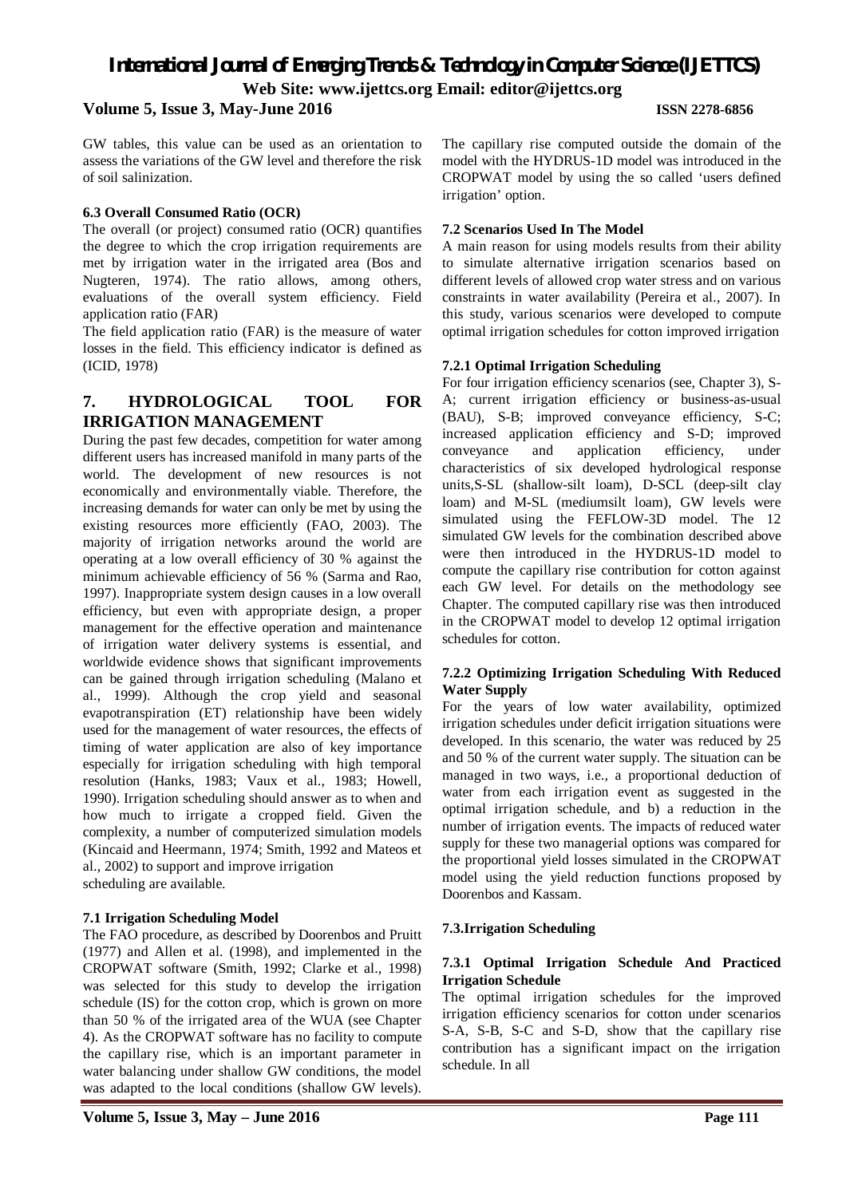GW tables, this value can be used as an orientation to assess the variations of the GW level and therefore the risk of soil salinization.

### 6.3 Overall Consumed Ratio (OCR)

The overall (or project) consumed ratio (OCR) quantifies the degree to which the crop irrigation requirements are met by irrigation water in the irrigated area (Bos and Nugteren, 1974). The ratio allows, among others, evaluations of the overall system efficiency. Field application ratio (FAR)

The field application ratio (FAR) is the measure of water losses in the field. This efficiency indicator is defined as (ICID, 1978)

## 7. HYDROLOGICAL TOOL FOR IRRIGATION MANAGEMENT

During the past few decades, competition for water among different users has increased manifold in many parts of the world. The development of new resources is not economically and environmentally viable. Therefore, the increasing demands for water can only be met by using the existing resources more efficiently (FAO, 2003). The majority of irrigation networks around the world are operating at a low overall efficiency of 30 % against the minimum achievable efficiency of 56 % (Sarma and Rao, 1997). Inappropriate system design causes in a low overall efficiency, but even with appropriate design, a proper management for the effective operation and maintenance of irrigation water delivery systems is essential, and worldwide evidence shows that significant improvements can be gained through irrigation scheduling (Malano et al., 1999). Although the crop yield and seasonal evapotranspiration (ET) relationship have been widely used for the management of water resources, the effects of timing of water application are also of key importance especially for irrigation scheduling with high temporal resolution (Hanks, 1983; Vaux et al., 1983; Howell, 1990). Irrigation scheduling should answer as to when and how much to irrigate a cropped field. Given the complexity, a number of computerized simulation models (Kincaid and Heermann, 1974; Smith, 1992 and Mateos et al., 2002) to support and improve irrigation scheduling are available.

### 7.1 Irrigation Scheduling Model

The FAO procedure, as described by Doorenbos and Pruitt (1977) and Allen et al. (1998), and implemented in the CROPWAT software (Smith, 1992; Clarke et al., 1998) was selected for this study to develop the irrigation schedule (IS) for the cotton crop, which is grown on more than 50 % of the irrigated area of the WUA (see Chapter 4). As the CROPWAT software has no facility to compute the capillary rise, which is an important parameter in water balancing under shallow GW conditions, the model was adapted to the local conditions (shallow GW levels). The capillary rise computed outside the domain of the model with the HYDRUS-1D model was introduced in the CROPWAT model by using the so called 'users defined irrigation' option.

### 7.2 Scenarios Used In The Model

A main reason for using models results from their ability to simulate alternative irrigation scenarios based on different levels of allowed crop water stress and on various constraints in water availability (Pereira et al., 2007). In this study, various scenarios were developed to compute optimal irrigation schedules for cotton improved irrigation

#### 7.2.1 Optimal Irrigation Scheduling

For four irrigation efficiency scenarios (see, Chapter 3), S-A; current irrigation efficiency or business-as-usual (BAU), S-B; improved conveyance efficiency, S-C; increased application efficiency and S-D; improved conveyance and application efficiency, under characteristics of six developed hydrological response units,S-SL (shallow-silt loam), D-SCL (deep-silt clay loam) and M-SL (mediumsilt loam), GW levels were simulated using the FEFLOW-3D model. The 12 simulated GW levels for the combination described above were then introduced in the HYDRUS-1D model to compute the capillary rise contribution for cotton against each GW level. For details on the methodology see Chapter. The computed capillary rise was then introduced in the CROPWAT model to develop 12 optimal irrigation schedules for cotton.

#### 7.2.2 Optimizing Irrigation Scheduling With Reduced Water Supply

For the years of low water availability, optimized irrigation schedules under deficit irrigation situations were developed. In this scenario, the water was reduced by 25 and 50 % of the current water supply. The situation can be managed in two ways, i.e., a proportional deduction of water from each irrigation event as suggested in the optimal irrigation schedule, and b) a reduction in the number of irrigation events. The impacts of reduced water supply for these two managerial options was compared for the proportional yield losses simulated in the CROPWAT model using the yield reduction functions proposed by Doorenbos and Kassam.

### 7.3.Irrigation Scheduling

#### 7.3.1 Optimal Irrigation Schedule And Practiced Irrigation Schedule

The optimal irrigation schedules for the improved irrigation efficiency scenarios for cotton under scenarios S-A, S-B, S-C and S-D, show that the capillary rise contribution has a significant impact on the irrigation schedule. In all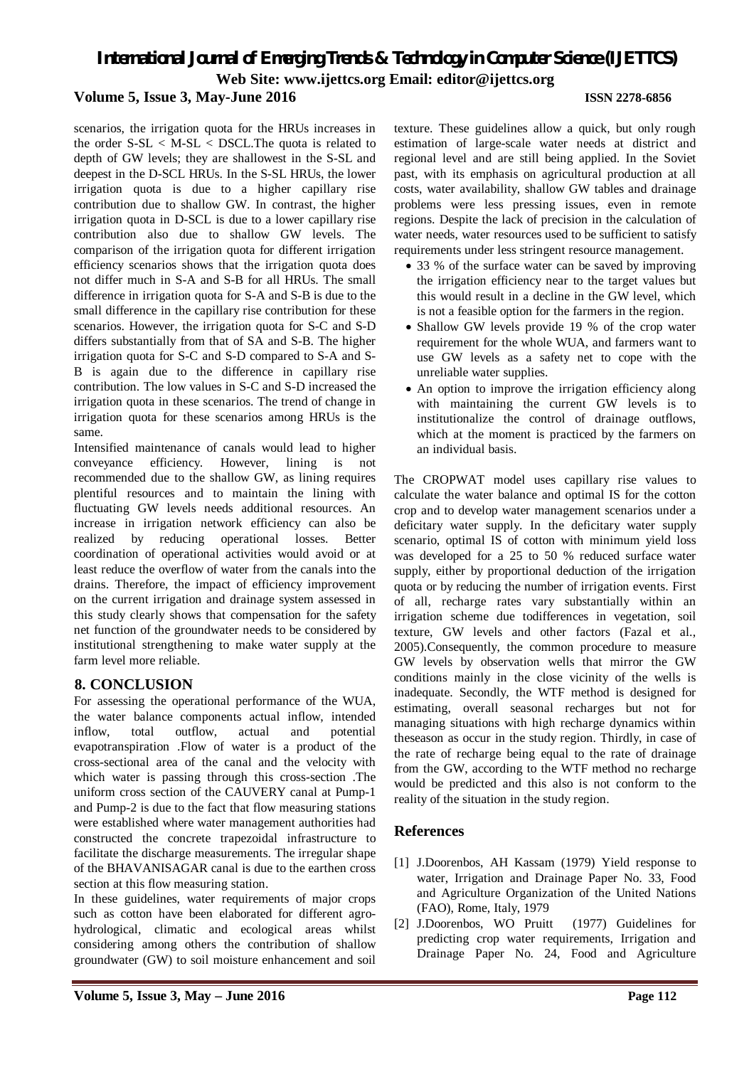scenarios, the irrigation quota for the HRUs increases in the order S-SL < M-SL < DSCL.The quota is related to depth of GW levels; they are shallowest in the S-SL and deepest in the D-SCL HRUs. In the S-SL HRUs, the lower irrigation quota is due to a higher capillary rise contribution due to shallow GW. In contrast, the higher irrigation quota in D-SCL is due to a lower capillary rise contribution also due to shallow GW levels. The comparison of the irrigation quota for different irrigation efficiency scenarios shows that the irrigation quota does not differ much in S-A and S-B for all HRUs. The small difference in irrigation quota for S-A and S-B is due to the small difference in the capillary rise contribution for these scenarios. However, the irrigation quota for S-C and S-D differs substantially from that of SA and S-B. The higher irrigation quota for S-C and S-D compared to S-A and S-B is again due to the difference in capillary rise contribution. The low values in S-C and S-D increased the irrigation quota in these scenarios. The trend of change in irrigation quota for these scenarios among HRUs is the same.

Intensified maintenance of canals would lead to higher conveyance efficiency. However, lining is not recommended due to the shallow GW, as lining requires plentiful resources and to maintain the lining with fluctuating GW levels needs additional resources. An increase in irrigation network efficiency can also be realized by reducing operational losses. Better coordination of operational activities would avoid or at least reduce the overflow of water from the canals into the drains. Therefore, the impact of efficiency improvement on the current irrigation and drainage system assessed in this study clearly shows that compensation for the safety net function of the groundwater needs to be considered by institutional strengthening to make water supply at the farm level more reliable.

## 8. CONCLUSION

For assessing the operational performance of the WUA, the water balance components actual inflow, intended inflow, total outflow, actual and potential evapotranspiration .Flow of water is a product of the cross-sectional area of the canal and the velocity with which water is passing through this cross-section .The uniform cross section of the CAUVERY canal at Pump-1 and Pump-2 is due to the fact that flow measuring stations were established where water management authorities had constructed the concrete trapezoidal infrastructure to facilitate the discharge measurements. The irregular shape of the BHAVANISAGAR canal is due to the earthen cross section at this flow measuring station.

In these guidelines, water requirements of major crops such as cotton have been elaborated for different agro-hydrological, climatic and ecological areas whilst considering among others the contribution of shallow groundwater (GW) to soil moisture enhancement and soil texture. These guidelines allow a quick, but only rough estimation of large-scale water needs at district and regional level and are still being applied. In the Soviet past, with its emphasis on agricultural production at all costs, water availability, shallow GW tables and drainage problems were less pressing issues, even in remote regions. Despite the lack of precision in the calculation of water needs, water resources used to be sufficient to satisfy requirements under less stringent resource management.

- 33 % of the surface water can be saved by improving the irrigation efficiency near to the target values but this would result in a decline in the GW level, which is not a feasible option for the farmers in the region.
- Shallow GW levels provide 19 % of the crop water requirement for the whole WUA, and farmers want to use GW levels as a safety net to cope with the unreliable water supplies.
- An option to improve the irrigation efficiency along with maintaining the current GW levels is to institutionalize the control of drainage outflows, which at the moment is practiced by the farmers on an individual basis.

The CROPWAT model uses capillary rise values to calculate the water balance and optimal IS for the cotton crop and to develop water management scenarios under a deficitary water supply. In the deficitary water supply scenario, optimal IS of cotton with minimum yield loss was developed for a 25 to 50 % reduced surface water supply, either by proportional deduction of the irrigation quota or by reducing the number of irrigation events. First of all, recharge rates vary substantially within an irrigation scheme due todifferences in vegetation, soil texture, GW levels and other factors (Fazal et al., 2005).Consequently, the common procedure to measure GW levels by observation wells that mirror the GW conditions mainly in the close vicinity of the wells is inadequate. Secondly, the WTF method is designed for estimating, overall seasonal recharges but not for managing situations with high recharge dynamics within theseason as occur in the study region. Thirdly, in case of the rate of recharge being equal to the rate of drainage from the GW, according to the WTF method no recharge would be predicted and this also is not conform to the reality of the situation in the study region.

## References

[1] J.Doorenbos, AH Kassam (1979) Yield response to water, Irrigation and Drainage Paper No. 33, Food and Agriculture Organization of the United Nations (FAO), Rome, Italy, 1979

[2] J.Doorenbos, WO Pruitt (1977) Guidelines for predicting crop water requirements, Irrigation and Drainage Paper No. 24, Food and Agriculture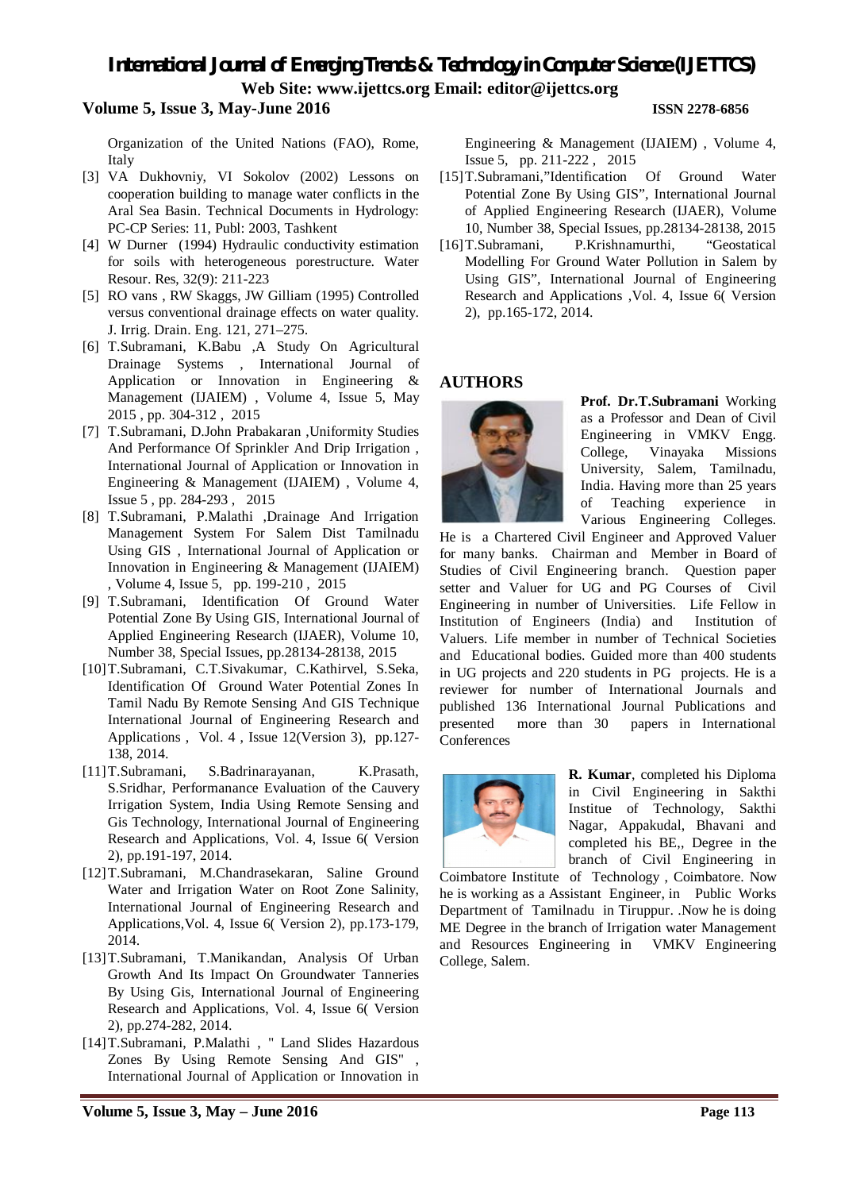Organization of the United Nations (FAO), Rome, Italy

[3] VA Dukhovniy, VI Sokolov (2002) Lessons on cooperation building to manage water conflicts in the Aral Sea Basin. Technical Documents in Hydrology: PC-CP Series: 11, Publ: 2003, Tashkent

[4] W Durner (1994) Hydraulic conductivity estimation for soils with heterogeneous porestructure. Water Resour. Res, 32(9): 211-223

[5] RO vans , RW Skaggs, JW Gilliam (1995) Controlled versus conventional drainage effects on water quality. J. Irrig. Drain. Eng. 121, 271–275.

[6] T.Subramani, K.Babu ,A Study On Agricultural Drainage Systems , International Journal of Application or Innovation in Engineering & Management (IJAIEM) , Volume 4, Issue 5, May 2015 , pp. 304-312 , 2015

[7] T.Subramani, D.John Prabakaran ,Uniformity Studies And Performance Of Sprinkler And Drip Irrigation , International Journal of Application or Innovation in Engineering & Management (IJAIEM) , Volume 4, Issue 5 , pp. 284-293 , 2015

[8] T.Subramani, P.Malathi ,Drainage And Irrigation Management System For Salem Dist Tamilnadu Using GIS , International Journal of Application or Innovation in Engineering & Management (IJAIEM) , Volume 4, Issue 5, pp. 199-210 , 2015

[9] T.Subramani, Identification Of Ground Water Potential Zone By Using GIS, International Journal of Applied Engineering Research (IJAER), Volume 10, Number 38, Special Issues, pp.28134-28138, 2015

[10] T.Subramani, C.T.Sivakumar, C.Kathirvel, S.Seka, Identification Of Ground Water Potential Zones In Tamil Nadu By Remote Sensing And GIS Technique International Journal of Engineering Research and Applications , Vol. 4 , Issue 12(Version 3), pp.127-138, 2014.

[11] T.Subramani, S.Badrinarayanan, K.Prasath, S.Sridhar, Performanance Evaluation of the Cauvery Irrigation System, India Using Remote Sensing and Gis Technology, International Journal of Engineering Research and Applications, Vol. 4, Issue 6( Version 2), pp.191-197, 2014.

[12] T.Subramani, M.Chandrasekaran, Saline Ground Water and Irrigation Water on Root Zone Salinity, International Journal of Engineering Research and Applications,Vol. 4, Issue 6( Version 2), pp.173-179, 2014.

[13] T.Subramani, T.Manikandan, Analysis Of Urban Growth And Its Impact On Groundwater Tanneries By Using Gis, International Journal of Engineering Research and Applications, Vol. 4, Issue 6( Version 2), pp.274-282, 2014.

[14] T.Subramani, P.Malathi , " Land Slides Hazardous Zones By Using Remote Sensing And GIS" , International Journal of Application or Innovation in Engineering & Management (IJAIEM) , Volume 4, Issue 5, pp. 211-222 , 2015

[15] T.Subramani,"Identification Of Ground Water Potential Zone By Using GIS", International Journal of Applied Engineering Research (IJAER), Volume 10, Number 38, Special Issues, pp.28134-28138, 2015

[16] T.Subramani, P.Krishnamurthi, "Geostatical Modelling For Ground Water Pollution in Salem by Using GIS", International Journal of Engineering Research and Applications ,Vol. 4, Issue 6( Version 2), pp.165-172, 2014.

## AUTHORS

**Prof. Dr.T.Subramani** Working as a Professor and Dean of Civil Engineering in VMKV Engg. College, Vinayaka Missions University, Salem, Tamilnadu, India. Having more than 25 years of Teaching experience in Various Engineering Colleges. He is a Chartered Civil Engineer and Approved Valuer for many banks. Chairman and Member in Board of Studies of Civil Engineering branch. Question paper setter and Valuer for UG and PG Courses of Civil Engineering in number of Universities. Life Fellow in Institution of Engineers (India) and Institution of Valuers. Life member in number of Technical Societies and Educational bodies. Guided more than 400 students in UG projects and 220 students in PG projects. He is a reviewer for number of International Journals and published 136 International Journal Publications and presented more than 30 papers in International Conferences

**R. Kumar**, completed his Diploma in Civil Engineering in Sakthi Institue of Technology, Sakthi Nagar, Appakudal, Bhavani and completed his BE,, Degree in the branch of Civil Engineering in Coimbatore Institute of Technology , Coimbatore. Now he is working as a Assistant Engineer, in Public Works Department of Tamilnadu in Tiruppur. .Now he is doing ME Degree in the branch of Irrigation water Management and Resources Engineering in VMKV Engineering College, Salem.